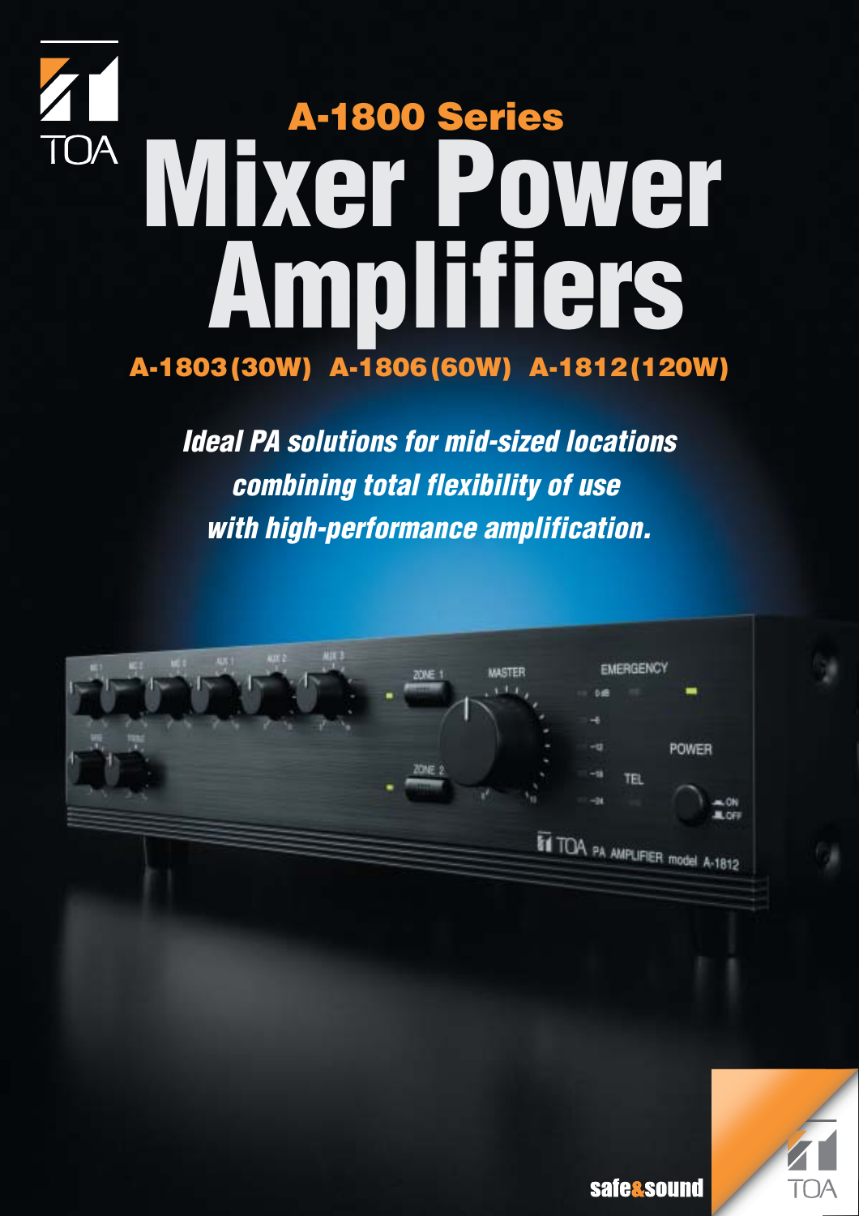TOA

## A-1800 Series

# Mixer Power Amplifiers

**A-1803 (30W)  A-1806 (60W)  A-1812 (120W)**

***Ideal PA solutions for mid-sized locations combining total flexibility of use with high-performance amplification.***

safe&sound

TOA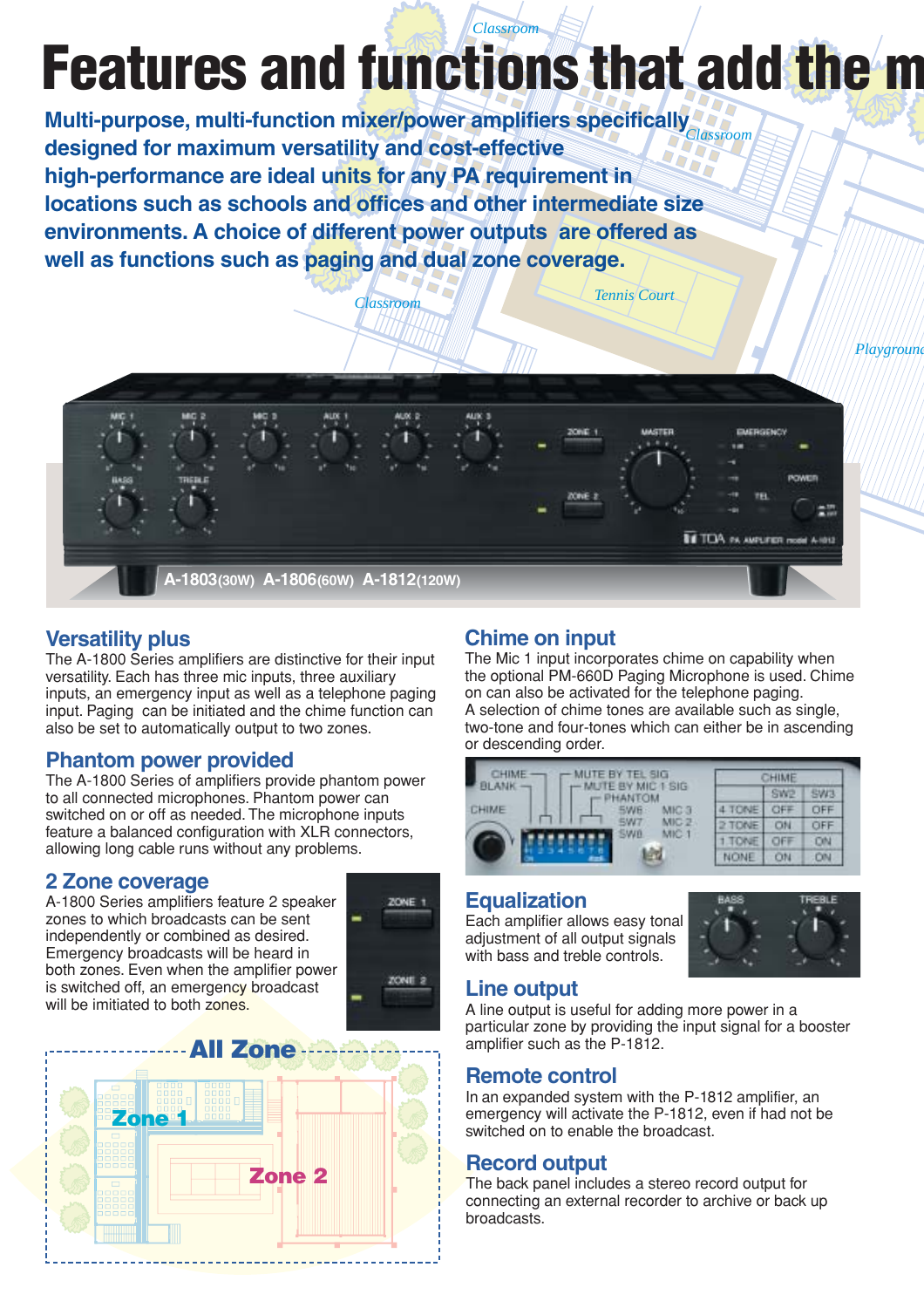# Features and functions that add the m

**Multi-purpose, multi-function mixer/power amplifiers specifically designed for maximum versatility and cost-effective high-performance are ideal units for any PA requirement in locations such as schools and offices and other intermediate size environments. A choice of different power outputs are offered as well as functions such as paging and dual zone coverage.**

**A-1803**(30W) **A-1806**(60W) **A-1812**(120W)

## Versatility plus

The A-1800 Series amplifiers are distinctive for their input versatility. Each has three mic inputs, three auxiliary inputs, an emergency input as well as a telephone paging input. Paging can be initiated and the chime function can also be set to automatically output to two zones.

## Phantom power provided

The A-1800 Series of amplifiers provide phantom power to all connected microphones. Phantom power can switched on or off as needed. The microphone inputs feature a balanced configuration with XLR connectors, allowing long cable runs without any problems.

## 2 Zone coverage

A-1800 Series amplifiers feature 2 speaker zones to which broadcasts can be sent independently or combined as desired. Emergency broadcasts will be heard in both zones. Even when the amplifier power is switched off, an emergency broadcast will be imitiated to both zones.

**All Zone**

**Zone 1**

**Zone 2**

## Chime on input

The Mic 1 input incorporates chime on capability when the optional PM-660D Paging Microphone is used. Chime on can also be activated for the telephone paging.
A selection of chime tones are available such as single, two-tone and four-tones which can either be in ascending or descending order.

| CHIME | SW2 | SW3 |
|---|---|---|
| 4 TONE | OFF | OFF |
| 2 TONE | ON | OFF |
| 1 TONE | OFF | ON |
| NONE | ON | ON |

## Equalization

Each amplifier allows easy tonal adjustment of all output signals with bass and treble controls.

## Line output

A line output is useful for adding more power in a particular zone by providing the input signal for a booster amplifier such as the P-1812.

## Remote control

In an expanded system with the P-1812 amplifier, an emergency will activate the P-1812, even if had not be switched on to enable the broadcast.

## Record output

The back panel includes a stereo record output for connecting an external recorder to archive or back up broadcasts.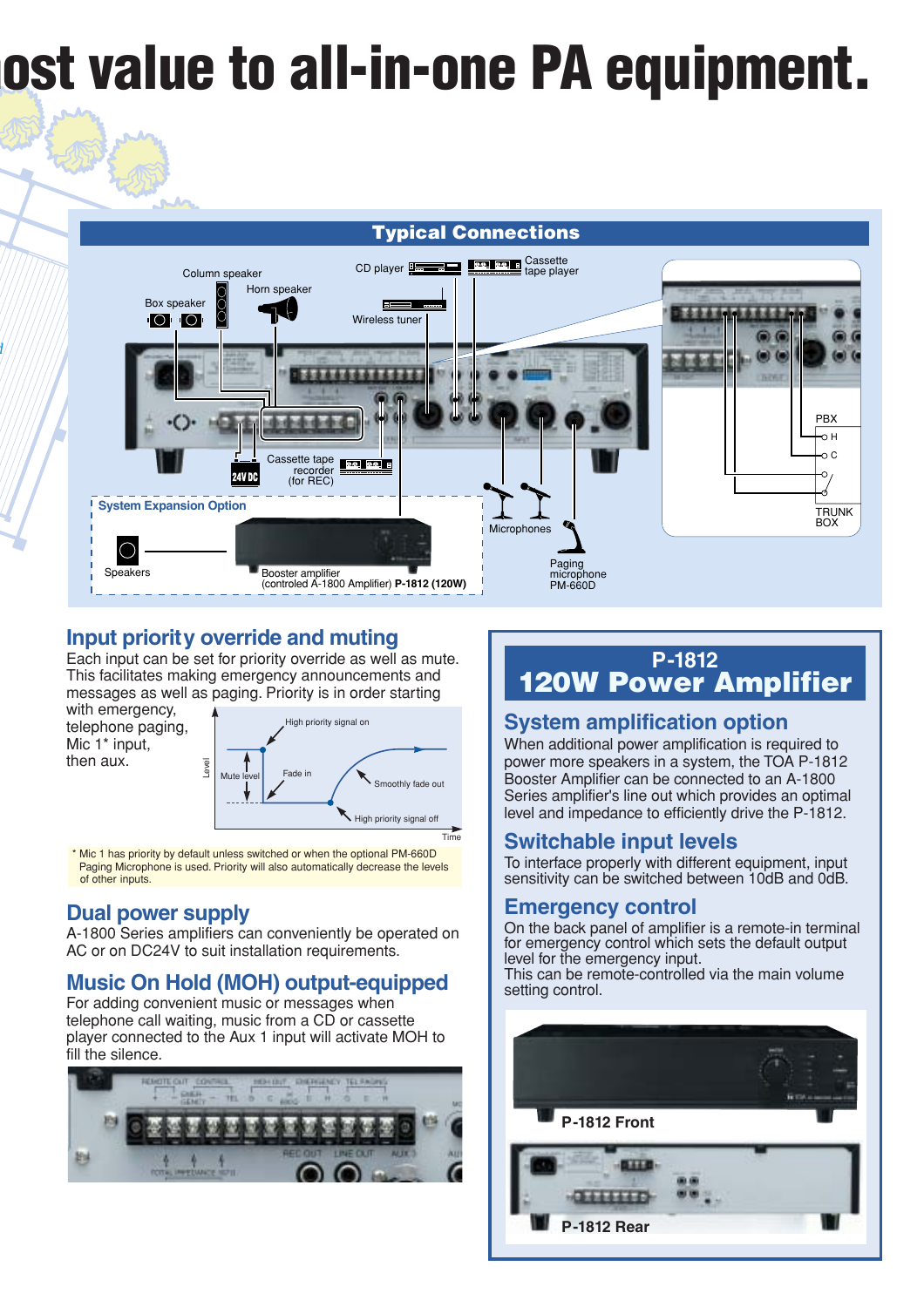# ost value to all-in-one PA equipment.

## Typical Connections

Column speaker
Horn speaker
Box speaker
CD player
Cassette tape player
Wireless tuner
Cassette tape recorder (for REC)
24V DC
PBX
H
C
TRUNK BOX
Microphones
Paging microphone PM-660D

System Expansion Option

Speakers
Booster amplifier (controled A-1800 Amplifier) **P-1812 (120W)**

## Input priority override and muting

Each input can be set for priority override as well as mute. This facilitates making emergency announcements and messages as well as paging. Priority is in order starting with emergency, telephone paging, Mic 1* input, then aux.

High priority signal on
Mute level
Fade in
Smoothly fade out
High priority signal off
Level
Time

\* Mic 1 has priority by default unless switched or when the optional PM-660D Paging Microphone is used. Priority will also automatically decrease the levels of other inputs.

## Dual power supply

A-1800 Series amplifiers can conveniently be operated on AC or on DC24V to suit installation requirements.

## Music On Hold (MOH) output-equipped

For adding convenient music or messages when telephone call waiting, music from a CD or cassette player connected to the Aux 1 input will activate MOH to fill the silence.

# P-1812
# 120W Power Amplifier

## System amplification option

When additional power amplification is required to power more speakers in a system, the TOA P-1812 Booster Amplifier can be connected to an A-1800 Series amplifier's line out which provides an optimal level and impedance to efficiently drive the P-1812.

## Switchable input levels

To interface properly with different equipment, input sensitivity can be switched between 10dB and 0dB.

## Emergency control

On the back panel of amplifier is a remote-in terminal for emergency control which sets the default output level for the emergency input.
This can be remote-controlled via the main volume setting control.

**P-1812 Front**

**P-1812 Rear**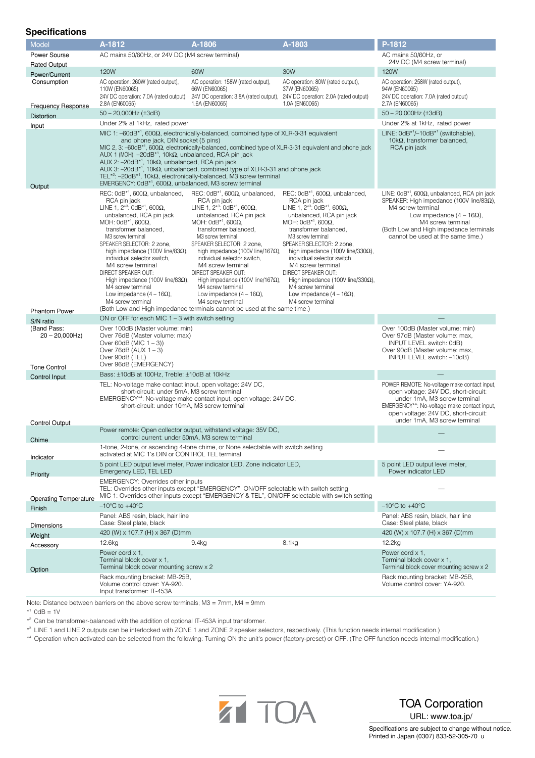## Specifications

| Model | A-1812 | A-1806 | A-1803 | P-1812 |
|---|---|---|---|---|
| Power Sourse | AC mains 50/60Hz, or 24V DC (M4 screw terminal) | | | AC mains 50/60Hz, or 24V DC (M4 screw terminal) |
| Rated Output | 120W | 60W | 30W | 120W |
| Power/Current Consumption | AC operation: 260W (rated output), 110W (EN60065)<br>24V DC operation: 7.0A (rated output), 2.8A (EN60065) | AC operation: 158W (rated output), 66W (EN60065)<br>24V DC operation: 3.8A (rated output), 1.6A (EN60065) | AC operation: 80W (rated output), 37W (EN60065)<br>24V DC operation: 2.0A (rated output), 1.0A (EN60065) | AC operation: 258W (rated output), 94W (EN60065)<br>24V DC operation: 7.0A (rated output) 2.7A (EN60065) |
| Frequency Response | 50 – 20,000Hz (±3dB) | | | 50 – 20,000Hz (±3dB) |
| Distortion | Under 2% at 1kHz, rated power | | | Under 2% at 1kHz, rated power |
| Input | MIC 1: –60dB*1, 600Ω, electronically-balanced, combined type of XLR-3-31 equivalent and phone jack, DIN socket (5 pins)<br>MIC 2, 3: –60dB*1, 600Ω, electronically-balanced, combined type of XLR-3-31 equivalent and phone jack<br>AUX 1 (MOH): –20dB*1, 10kΩ, unbalanced, RCA pin jack<br>AUX 2: –20dB*1, 10kΩ, unbalanced, RCA pin jack<br>AUX 3: –20dB*1, 10kΩ, unbalanced, combined type of XLR-3-31 and phone jack<br>TEL*2: –20dB*1, 10kΩ, electronically-balanced, M3 screw terminal<br>EMERGENCY: 0dB*1, 600Ω, unbalanced, M3 screw terminal | | | LINE: 0dB*1/–10dB*1 (switchable), 10kΩ, transformer balanced, RCA pin jack |
| Output | REC: 0dB*1, 600Ω, unbalanced, RCA pin jack<br>LINE 1, 2*3: 0dB*1, 600Ω, unbalanced, RCA pin jack<br>MOH: 0dB*1, 600Ω, transformer balanced, M3 screw terminal<br>SPEAKER SELECTOR: 2 zone, high impedance (100V line/83Ω), individual selector switch, M4 screw terminal<br>DIRECT SPEAKER OUT: High impedance (100V line/83Ω), M4 screw terminal<br>Low impedance (4 – 16Ω), M4 screw terminal | REC: 0dB*1, 600Ω, unbalanced, RCA pin jack<br>LINE 1, 2*3: 0dB*1, 600Ω, unbalanced, RCA pin jack<br>MOH: 0dB*1, 600Ω, transformer balanced, M3 screw terminal<br>SPEAKER SELECTOR: 2 zone, high impedance (100V line/167Ω), individual selector switch, M4 screw terminal<br>DIRECT SPEAKER OUT: High impedance (100V line/167Ω), M4 screw terminal<br>Low impedance (4 – 16Ω), M4 screw terminal | REC: 0dB*1, 600Ω, unbalanced, RCA pin jack<br>LINE 1, 2*3: 0dB*1, 600Ω, unbalanced, RCA pin jack<br>MOH: 0dB*1, 600Ω, transformer balanced, M3 screw terminal<br>SPEAKER SELECTOR: 2 zone, high impedance (100V line/330Ω), individual selector switch<br>M4 screw terminal<br>DIRECT SPEAKER OUT: High impedance (100V line/330Ω), M4 screw terminal<br>Low impedance (4 – 16Ω), M4 screw terminal<br>(Both Low and High impedance terminals cannot be used at the same time.) | LINE: 0dB*1, 600Ω, unbalanced, RCA pin jack<br>SPEAKER: High impedance (100V line/83Ω), M4 screw terminal<br>Low impedance (4 – 16Ω), M4 screw terminal<br>(Both Low and High impedance terminals cannot be used at the same time.) |
| Phantom Power | ON or OFF for each MIC 1 – 3 with switch setting | | | — |
| S/N ratio (Band Pass: 20 – 20,000Hz) | Over 100dB (Master volume: min)<br>Over 76dB (Master volume: max)<br>Over 60dB (MIC 1 – 3))<br>Over 76dB (AUX 1 – 3)<br>Over 90dB (TEL)<br>Over 96dB (EMERGENCY) | | | Over 100dB (Master volume: min)<br>Over 97dB (Master volume: max, INPUT LEVEL switch: 0dB)<br>Over 90dB (Master volume: max, INPUT LEVEL switch: –10dB) |
| Tone Control | Bass: ±10dB at 100Hz, Treble: ±10dB at 10kHz | | | — |
| Control Input | TEL: No-voltage make contact input, open voltage: 24V DC, short-circuit: under 5mA, M3 screw terminal<br>EMERGENCY*4: No-voltage make contact input, open voltage: 24V DC, short-circuit: under 10mA, M3 screw terminal | | | POWER REMOTE: No-voltage make contact input, open voltage: 24V DC, short-circuit: under 1mA, M3 screw terminal<br>EMERGENCY*4: No-voltage make contact input, open voltage: 24V DC, short-circuit: under 1mA, M3 screw terminal |
| Control Output | Power remote: Open collector output, withstand voltage: 35V DC, control current: under 50mA, M3 screw terminal | | | — |
| Chime | 1-tone, 2-tone, or ascending 4-tone chime, or None selectable with switch setting activated at MIC 1's DIN or CONTROL TEL terminal | | | — |
| Indicator | 5 point LED output level meter, Power indicator LED, Zone indicator LED, Emergency LED, TEL LED | | | 5 point LED output level meter, Power indicator LED |
| Priority | EMERGENCY: Overrides other inputs<br>TEL: Overrides other inputs except "EMERGENCY", ON/OFF selectable with switch setting<br>MIC 1: Overrides other inputs except "EMERGENCY & TEL", ON/OFF selectable with switch setting | | | — |
| Operating Temperature | –10°C to +40°C | | | –10°C to +40°C |
| Finish | Panel: ABS resin, black, hair line<br>Case: Steel plate, black | | | Panel: ABS resin, black, hair line<br>Case: Steel plate, black |
| Dimensions | 420 (W) x 107.7 (H) x 367 (D)mm | | | 420 (W) x 107.7 (H) x 367 (D)mm |
| Weight | 12.6kg | 9.4kg | 8.1kg | 12.2kg |
| Accessory | Power cord x 1,<br>Terminal block cover x 1,<br>Terminal block cover mounting screw x 2 | | | Power cord x 1,<br>Terminal block cover x 1,<br>Terminal block cover mounting screw x 2 |
| Option | Rack mounting bracket: MB-25B,<br>Volume control cover: YA-920.<br>Input transformer: IT-453A | | | Rack mounting bracket: MB-25B,<br>Volume control cover: YA-920. |

Note: Distance between barriers on the above screw terminals; M3 = 7mm, M4 = 9mm

*1 0dB = 1V

*2 Can be transformer-balanced with the addition of optional IT-453A input transformer.

*3 LINE 1 and LINE 2 outputs can be interlocked with ZONE 1 and ZONE 2 speaker selectors, respectively. (This function needs internal modification.)

*4 Operation when activated can be selected from the following: Turning ON the unit's power (factory-preset) or OFF. (The OFF function needs internal modification.)

TOA

TOA Corporation

URL: www.toa.jp/

Specifications are subject to change without notice.

Printed in Japan (0307) 833-52-305-70 u